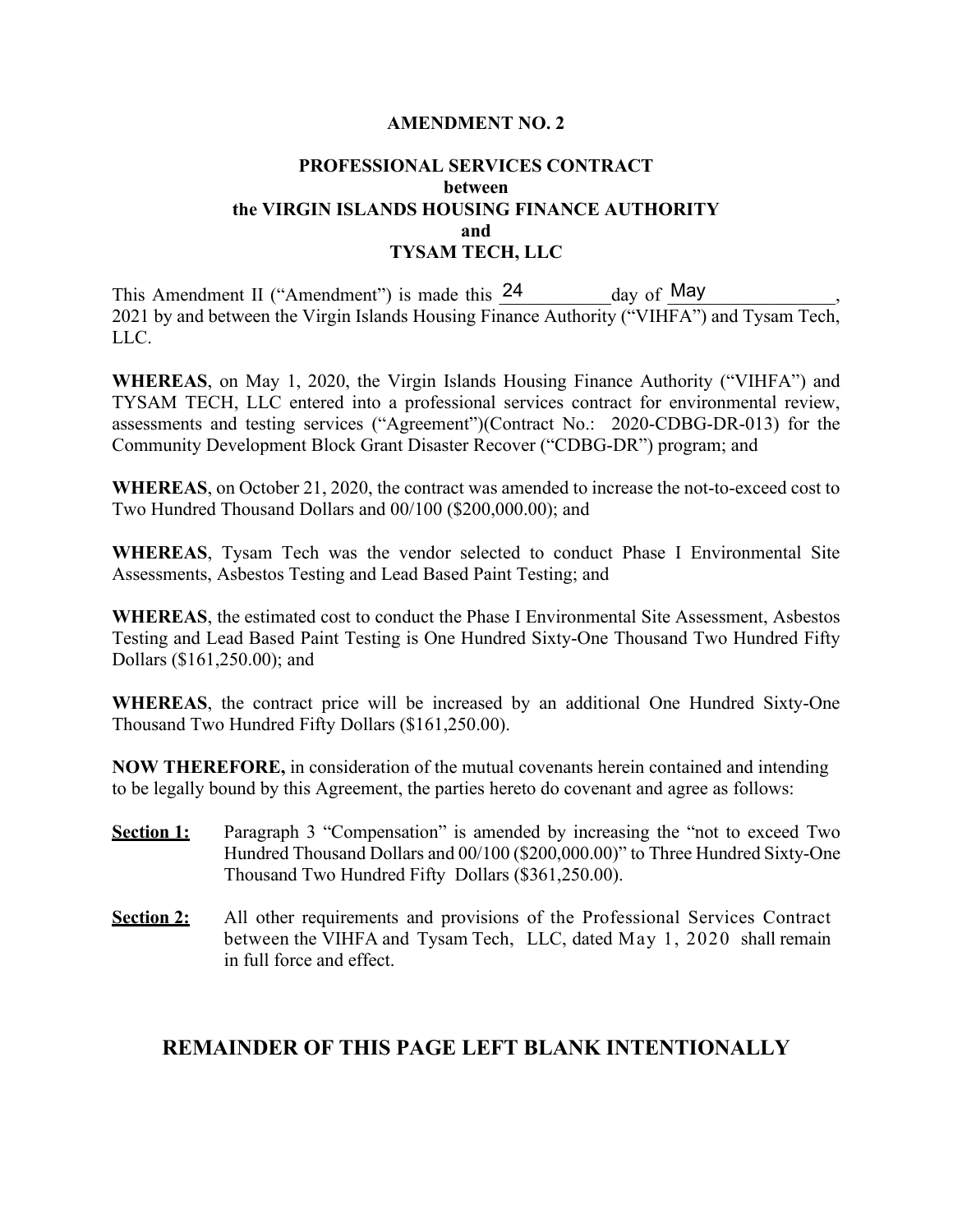**AMENDMENT NO. 2**

**PROFESSIONAL SERVICES CONTRACT**
**between**
**the VIRGIN ISLANDS HOUSING FINANCE AUTHORITY**
**and**
**TYSAM TECH, LLC**

This Amendment II ("Amendment") is made this 24 day of May, 2021 by and between the Virgin Islands Housing Finance Authority ("VIHFA") and Tysam Tech, LLC.

**WHEREAS**, on May 1, 2020, the Virgin Islands Housing Finance Authority ("VIHFA") and TYSAM TECH, LLC entered into a professional services contract for environmental review, assessments and testing services ("Agreement")(Contract No.: 2020-CDBG-DR-013) for the Community Development Block Grant Disaster Recover ("CDBG-DR") program; and

**WHEREAS**, on October 21, 2020, the contract was amended to increase the not-to-exceed cost to Two Hundred Thousand Dollars and 00/100 ($200,000.00); and

**WHEREAS**, Tysam Tech was the vendor selected to conduct Phase I Environmental Site Assessments, Asbestos Testing and Lead Based Paint Testing; and

**WHEREAS**, the estimated cost to conduct the Phase I Environmental Site Assessment, Asbestos Testing and Lead Based Paint Testing is One Hundred Sixty-One Thousand Two Hundred Fifty Dollars ($161,250.00); and

**WHEREAS**, the contract price will be increased by an additional One Hundred Sixty-One Thousand Two Hundred Fifty Dollars ($161,250.00).

**NOW THEREFORE,** in consideration of the mutual covenants herein contained and intending to be legally bound by this Agreement, the parties hereto do covenant and agree as follows:

**Section 1:** Paragraph 3 "Compensation" is amended by increasing the "not to exceed Two Hundred Thousand Dollars and 00/100 ($200,000.00)" to Three Hundred Sixty-One Thousand Two Hundred Fifty Dollars ($361,250.00).

**Section 2:** All other requirements and provisions of the Professional Services Contract between the VIHFA and Tysam Tech, LLC, dated May 1, 2020 shall remain in full force and effect.

## REMAINDER OF THIS PAGE LEFT BLANK INTENTIONALLY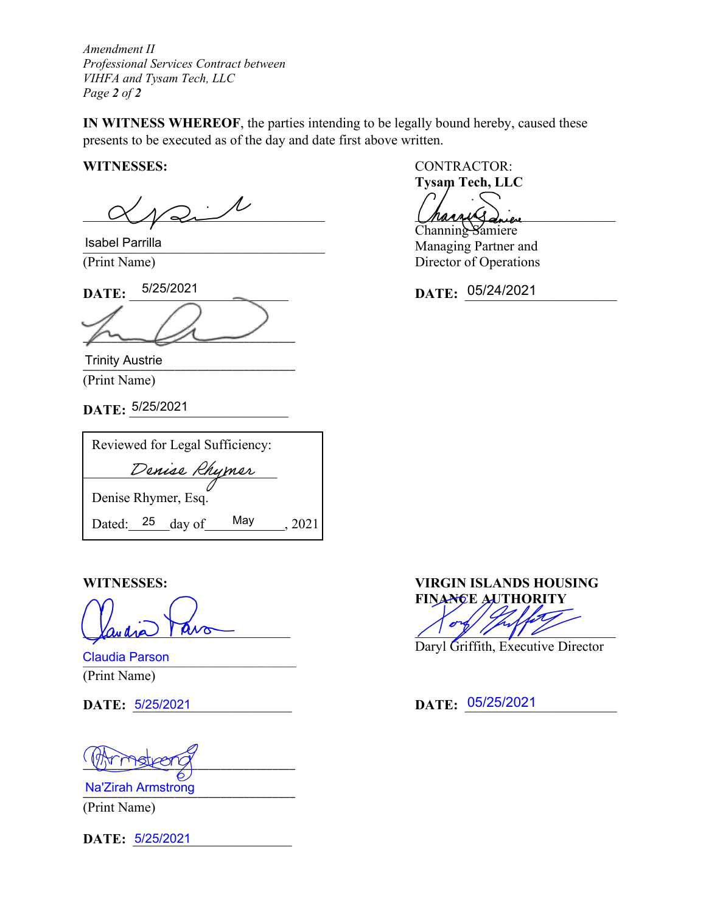**IN WITNESS WHEREOF**, the parties intending to be legally bound hereby, caused these presents to be executed as of the day and date first above written.

**WITNESSES:**

Isabel Parrilla
(Print Name)

**DATE:** 5/25/2021

Trinity Austrie
(Print Name)

**DATE:** 5/25/2021

CONTRACTOR:
**Tysam Tech, LLC**

Channing Samiere
Managing Partner and
Director of Operations

**DATE:** 05/24/2021

Reviewed for Legal Sufficiency:

Denise Rhymer

Denise Rhymer, Esq.

Dated: 25 day of May , 2021

**WITNESSES:**

Claudia Parson
(Print Name)

**DATE:** 5/25/2021

Na'Zirah Armstrong
(Print Name)

**DATE:** 5/25/2021

**VIRGIN ISLANDS HOUSING FINANCE AUTHORITY**

Daryl Griffith, Executive Director

**DATE:** 05/25/2021